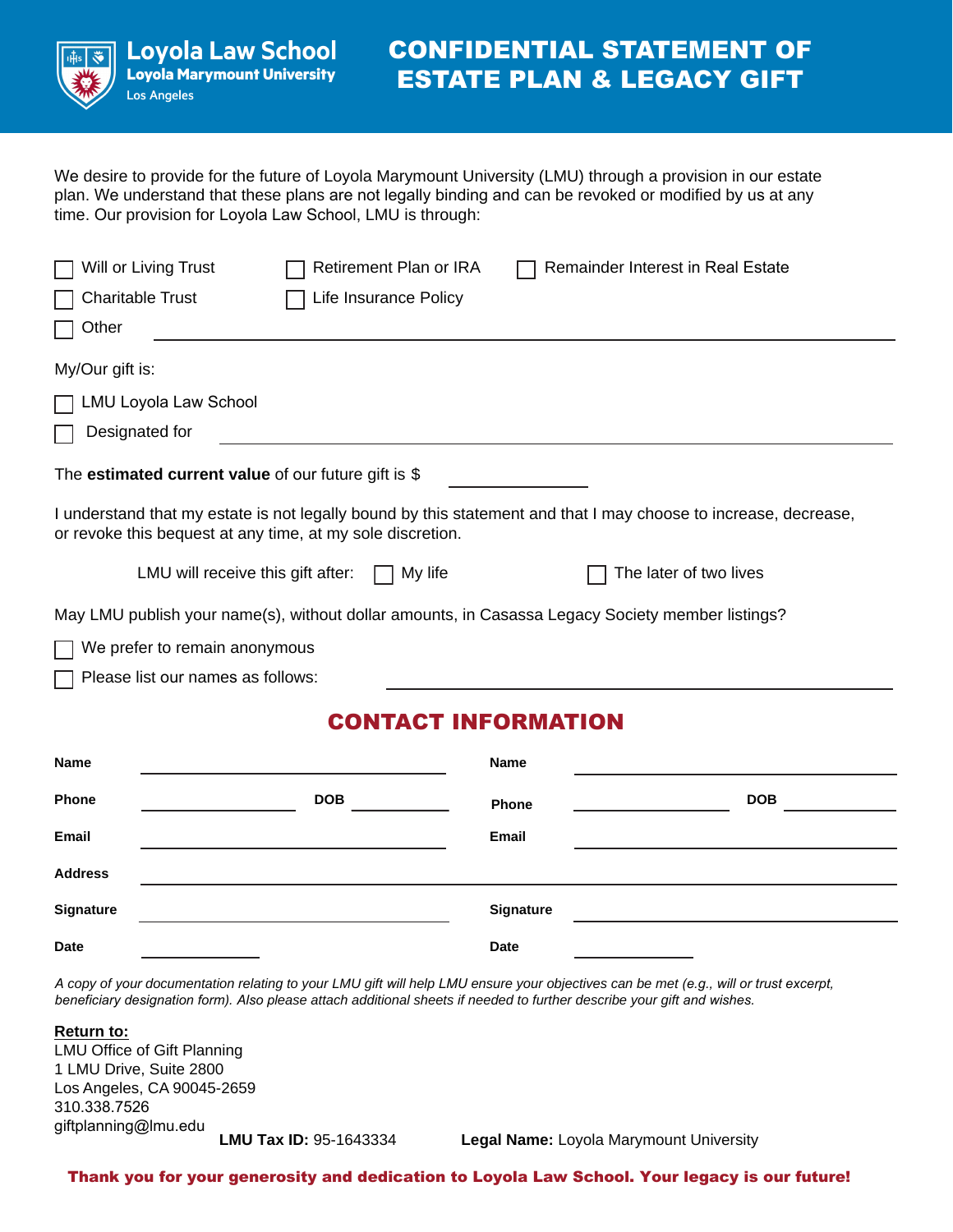Loyola Law School
Loyola Marymount University
Los Angeles

# CONFIDENTIAL STATEMENT OF ESTATE PLAN & LEGACY GIFT

We desire to provide for the future of Loyola Marymount University (LMU) through a provision in our estate plan. We understand that these plans are not legally binding and can be revoked or modified by us at any time. Our provision for Loyola Law School, LMU is through:

☐ Will or Living Trust ☐ Retirement Plan or IRA ☐ Remainder Interest in Real Estate

☐ Charitable Trust ☐ Life Insurance Policy

☐ Other ______________________________

My/Our gift is:

☐ LMU Loyola Law School

☐ Designated for ______________________________

The **estimated current value** of our future gift is $ ______________

I understand that my estate is not legally bound by this statement and that I may choose to increase, decrease, or revoke this bequest at any time, at my sole discretion.

LMU will receive this gift after: ☐ My life ☐ The later of two lives

May LMU publish your name(s), without dollar amounts, in Casassa Legacy Society member listings?

☐ We prefer to remain anonymous

☐ Please list our names as follows: ______________________________

## CONTACT INFORMATION

**Name** ______________________________ **Name** ______________________________

**Phone** ______________ **DOB** __________ **Phone** ______________ **DOB** __________

**Email** ______________________________ **Email** ______________________________

**Address** ______________________________

**Signature** ______________________________ **Signature** ______________________________

**Date** __________ **Date** __________

*A copy of your documentation relating to your LMU gift will help LMU ensure your objectives can be met (e.g., will or trust excerpt, beneficiary designation form). Also please attach additional sheets if needed to further describe your gift and wishes.*

**Return to:**
LMU Office of Gift Planning
1 LMU Drive, Suite 2800
Los Angeles, CA 90045-2659
310.338.7526
giftplanning@lmu.edu

**LMU Tax ID:** 95-1643334 **Legal Name:** Loyola Marymount University

**Thank you for your generosity and dedication to Loyola Law School. Your legacy is our future!**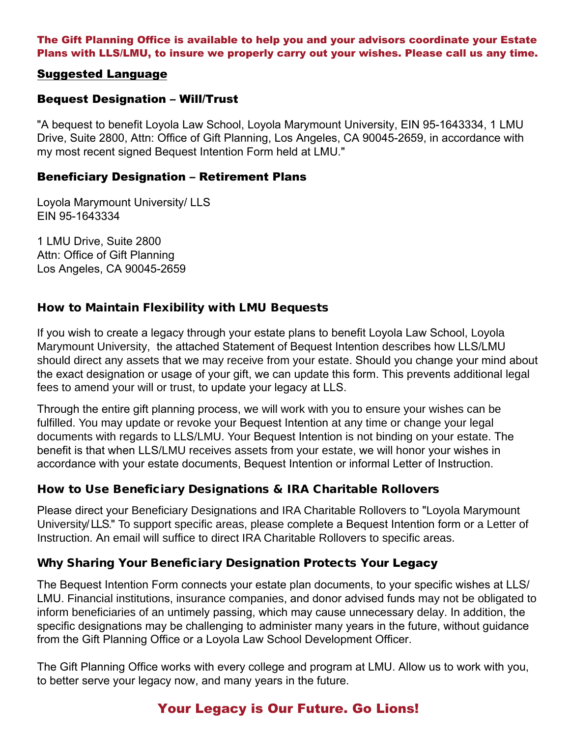**The Gift Planning Office is available to help you and your advisors coordinate your Estate Plans with LLS/LMU, to insure we properly carry out your wishes. Please call us any time.**

## Suggested Language

### Bequest Designation – Will/Trust

"A bequest to benefit Loyola Law School, Loyola Marymount University, EIN 95-1643334, 1 LMU Drive, Suite 2800, Attn: Office of Gift Planning, Los Angeles, CA 90045-2659, in accordance with my most recent signed Bequest Intention Form held at LMU."

### Beneficiary Designation – Retirement Plans

Loyola Marymount University/ LLS
EIN 95-1643334

1 LMU Drive, Suite 2800
Attn: Office of Gift Planning
Los Angeles, CA 90045-2659

### How to Maintain Flexibility with LMU Bequests

If you wish to create a legacy through your estate plans to benefit Loyola Law School, Loyola Marymount University, the attached Statement of Bequest Intention describes how LLS/LMU should direct any assets that we may receive from your estate. Should you change your mind about the exact designation or usage of your gift, we can update this form. This prevents additional legal fees to amend your will or trust, to update your legacy at LLS.

Through the entire gift planning process, we will work with you to ensure your wishes can be fulfilled. You may update or revoke your Bequest Intention at any time or change your legal documents with regards to LLS/LMU. Your Bequest Intention is not binding on your estate. The benefit is that when LLS/LMU receives assets from your estate, we will honor your wishes in accordance with your estate documents, Bequest Intention or informal Letter of Instruction.

### How to Use Beneficiary Designations & IRA Charitable Rollovers

Please direct your Beneficiary Designations and IRA Charitable Rollovers to "Loyola Marymount University/ LLS." To support specific areas, please complete a Bequest Intention form or a Letter of Instruction. An email will suffice to direct IRA Charitable Rollovers to specific areas.

### Why Sharing Your Beneficiary Designation Protects Your Legacy

The Bequest Intention Form connects your estate plan documents, to your specific wishes at LLS/ LMU. Financial institutions, insurance companies, and donor advised funds may not be obligated to inform beneficiaries of an untimely passing, which may cause unnecessary delay. In addition, the specific designations may be challenging to administer many years in the future, without guidance from the Gift Planning Office or a Loyola Law School Development Officer.

The Gift Planning Office works with every college and program at LMU. Allow us to work with you, to better serve your legacy now, and many years in the future.

**Your Legacy is Our Future. Go Lions!**